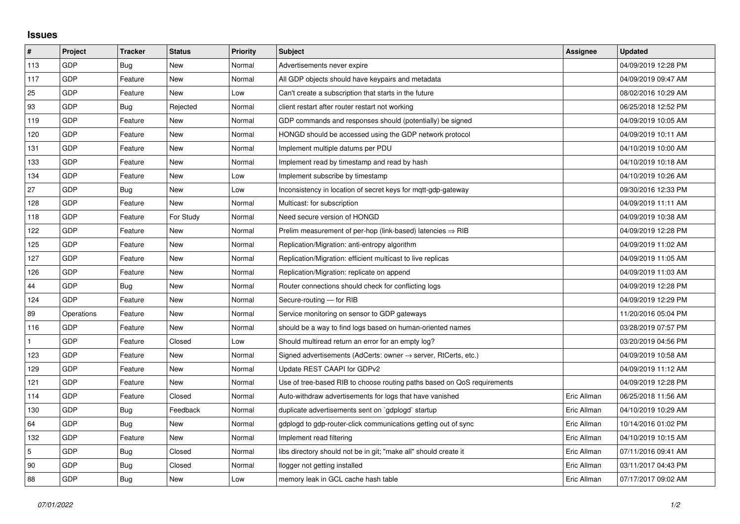## Issues

| # | Project | Tracker | Status | Priority | Subject | Assignee | Updated |
|---|---|---|---|---|---|---|---|
| 113 | GDP | Bug | New | Normal | Advertisements never expire | | 04/09/2019 12:28 PM |
| 117 | GDP | Feature | New | Normal | All GDP objects should have keypairs and metadata | | 04/09/2019 09:47 AM |
| 25 | GDP | Feature | New | Low | Can't create a subscription that starts in the future | | 08/02/2016 10:29 AM |
| 93 | GDP | Bug | Rejected | Normal | client restart after router restart not working | | 06/25/2018 12:52 PM |
| 119 | GDP | Feature | New | Normal | GDP commands and responses should (potentially) be signed | | 04/09/2019 10:05 AM |
| 120 | GDP | Feature | New | Normal | HONGD should be accessed using the GDP network protocol | | 04/09/2019 10:11 AM |
| 131 | GDP | Feature | New | Normal | Implement multiple datums per PDU | | 04/10/2019 10:00 AM |
| 133 | GDP | Feature | New | Normal | Implement read by timestamp and read by hash | | 04/10/2019 10:18 AM |
| 134 | GDP | Feature | New | Low | Implement subscribe by timestamp | | 04/10/2019 10:26 AM |
| 27 | GDP | Bug | New | Low | Inconsistency in location of secret keys for mqtt-gdp-gateway | | 09/30/2016 12:33 PM |
| 128 | GDP | Feature | New | Normal | Multicast: for subscription | | 04/09/2019 11:11 AM |
| 118 | GDP | Feature | For Study | Normal | Need secure version of HONGD | | 04/09/2019 10:38 AM |
| 122 | GDP | Feature | New | Normal | Prelim measurement of per-hop (link-based) latencies ⇒ RIB | | 04/09/2019 12:28 PM |
| 125 | GDP | Feature | New | Normal | Replication/Migration: anti-entropy algorithm | | 04/09/2019 11:02 AM |
| 127 | GDP | Feature | New | Normal | Replication/Migration: efficient multicast to live replicas | | 04/09/2019 11:05 AM |
| 126 | GDP | Feature | New | Normal | Replication/Migration: replicate on append | | 04/09/2019 11:03 AM |
| 44 | GDP | Bug | New | Normal | Router connections should check for conflicting logs | | 04/09/2019 12:28 PM |
| 124 | GDP | Feature | New | Normal | Secure-routing — for RIB | | 04/09/2019 12:29 PM |
| 89 | Operations | Feature | New | Normal | Service monitoring on sensor to GDP gateways | | 11/20/2016 05:04 PM |
| 116 | GDP | Feature | New | Normal | should be a way to find logs based on human-oriented names | | 03/28/2019 07:57 PM |
| 1 | GDP | Feature | Closed | Low | Should multiread return an error for an empty log? | | 03/20/2019 04:56 PM |
| 123 | GDP | Feature | New | Normal | Signed advertisements (AdCerts: owner → server, RtCerts, etc.) | | 04/09/2019 10:58 AM |
| 129 | GDP | Feature | New | Normal | Update REST CAAPI for GDPv2 | | 04/09/2019 11:12 AM |
| 121 | GDP | Feature | New | Normal | Use of tree-based RIB to choose routing paths based on QoS requirements | | 04/09/2019 12:28 PM |
| 114 | GDP | Feature | Closed | Normal | Auto-withdraw advertisements for logs that have vanished | Eric Allman | 06/25/2018 11:56 AM |
| 130 | GDP | Bug | Feedback | Normal | duplicate advertisements sent on `gdplogd` startup | Eric Allman | 04/10/2019 10:29 AM |
| 64 | GDP | Bug | New | Normal | gdplogd to gdp-router-click communications getting out of sync | Eric Allman | 10/14/2016 01:02 PM |
| 132 | GDP | Feature | New | Normal | Implement read filtering | Eric Allman | 04/10/2019 10:15 AM |
| 5 | GDP | Bug | Closed | Normal | libs directory should not be in git; "make all" should create it | Eric Allman | 07/11/2016 09:41 AM |
| 90 | GDP | Bug | Closed | Normal | llogger not getting installed | Eric Allman | 03/11/2017 04:43 PM |
| 88 | GDP | Bug | New | Low | memory leak in GCL cache hash table | Eric Allman | 07/17/2017 09:02 AM |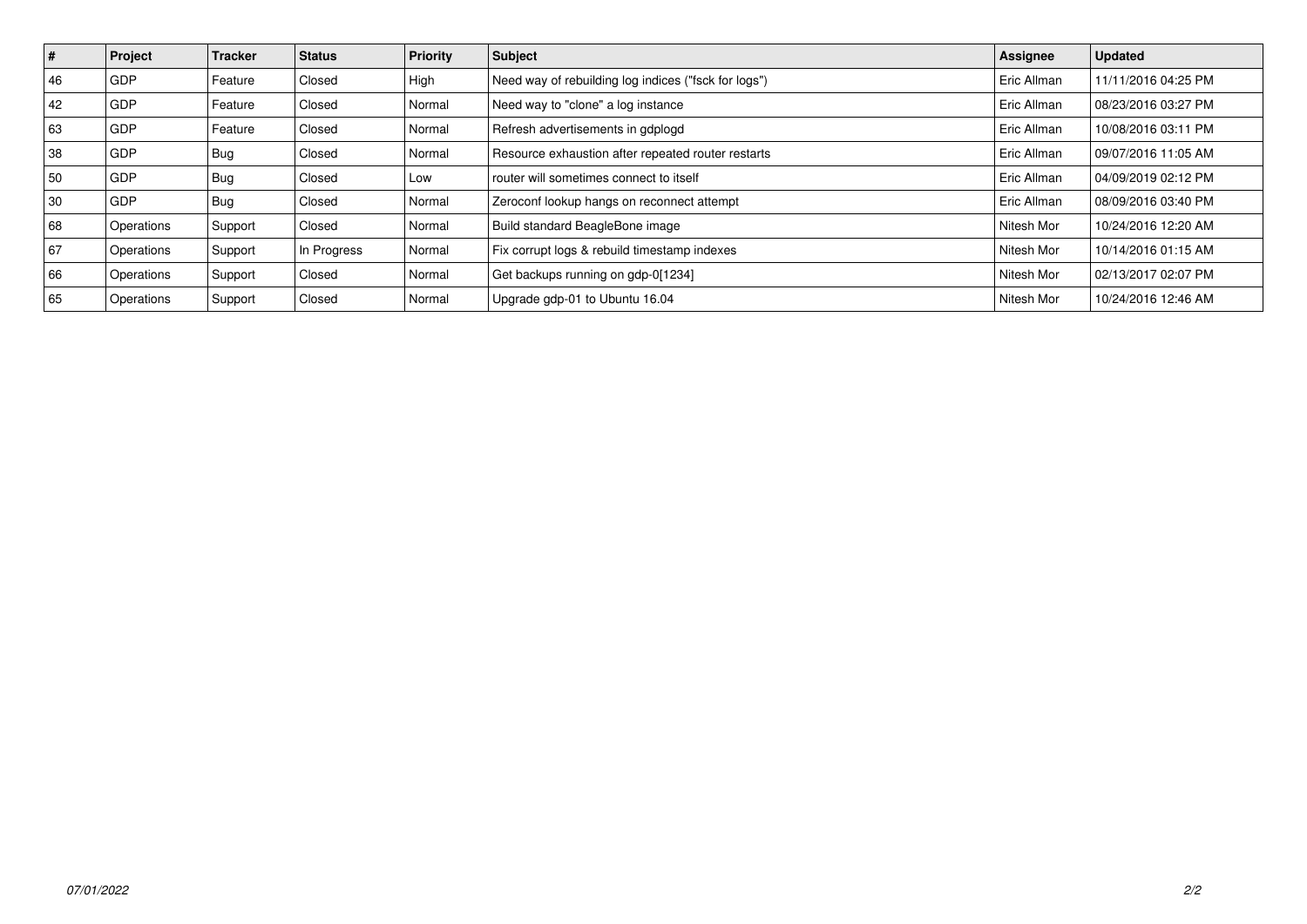| # | Project | Tracker | Status | Priority | Subject | Assignee | Updated |
|---|---|---|---|---|---|---|---|
| 46 | GDP | Feature | Closed | High | Need way of rebuilding log indices ("fsck for logs") | Eric Allman | 11/11/2016 04:25 PM |
| 42 | GDP | Feature | Closed | Normal | Need way to "clone" a log instance | Eric Allman | 08/23/2016 03:27 PM |
| 63 | GDP | Feature | Closed | Normal | Refresh advertisements in gdplogd | Eric Allman | 10/08/2016 03:11 PM |
| 38 | GDP | Bug | Closed | Normal | Resource exhaustion after repeated router restarts | Eric Allman | 09/07/2016 11:05 AM |
| 50 | GDP | Bug | Closed | Low | router will sometimes connect to itself | Eric Allman | 04/09/2019 02:12 PM |
| 30 | GDP | Bug | Closed | Normal | Zeroconf lookup hangs on reconnect attempt | Eric Allman | 08/09/2016 03:40 PM |
| 68 | Operations | Support | Closed | Normal | Build standard BeagleBone image | Nitesh Mor | 10/24/2016 12:20 AM |
| 67 | Operations | Support | In Progress | Normal | Fix corrupt logs & rebuild timestamp indexes | Nitesh Mor | 10/14/2016 01:15 AM |
| 66 | Operations | Support | Closed | Normal | Get backups running on gdp-0[1234] | Nitesh Mor | 02/13/2017 02:07 PM |
| 65 | Operations | Support | Closed | Normal | Upgrade gdp-01 to Ubuntu 16.04 | Nitesh Mor | 10/24/2016 12:46 AM |